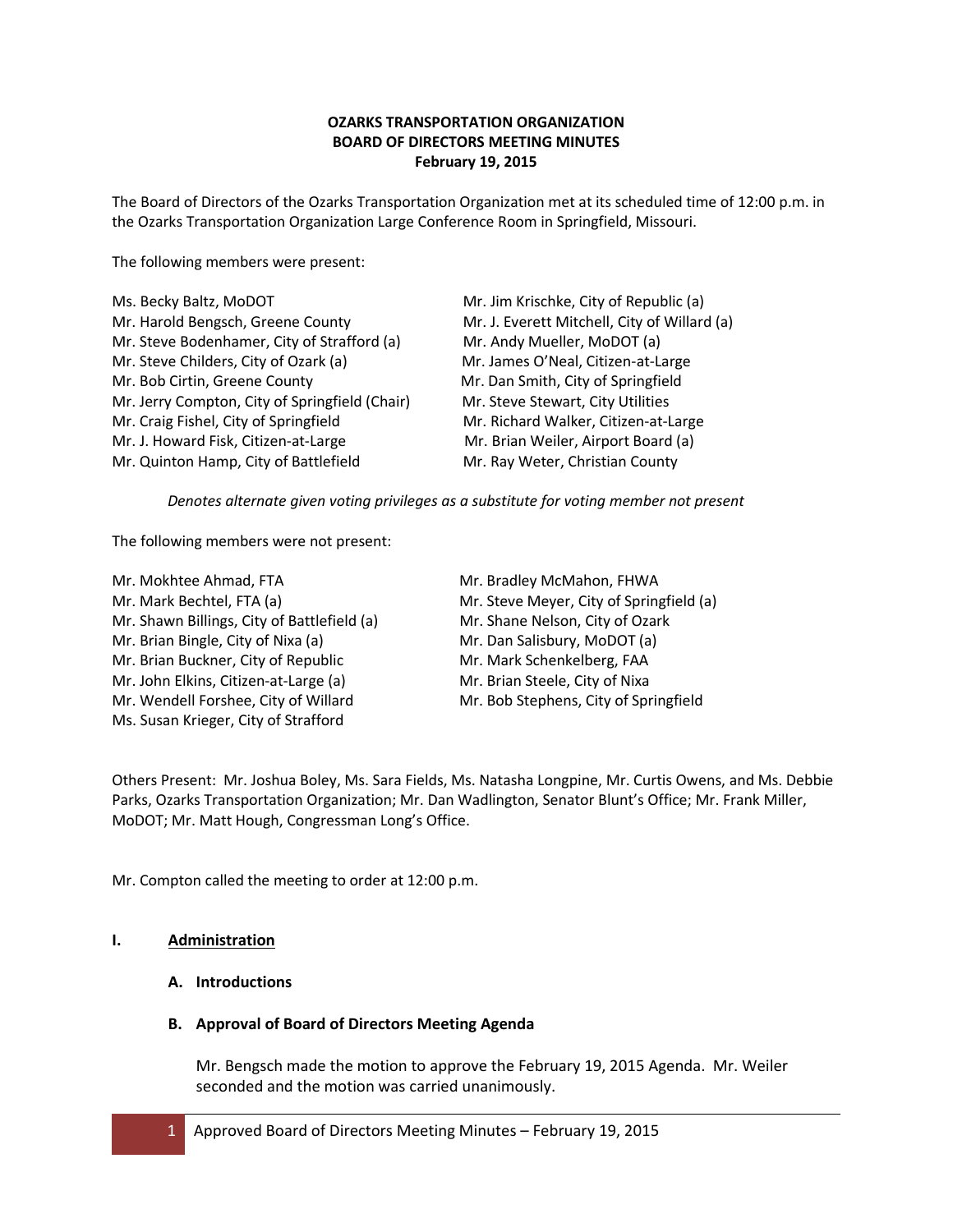**OZARKS TRANSPORTATION ORGANIZATION**
**BOARD OF DIRECTORS MEETING MINUTES**
**February 19, 2015**

The Board of Directors of the Ozarks Transportation Organization met at its scheduled time of 12:00 p.m. in the Ozarks Transportation Organization Large Conference Room in Springfield, Missouri.

The following members were present:

Ms. Becky Baltz, MoDOT
Mr. Harold Bengsch, Greene County
Mr. Steve Bodenhamer, City of Strafford (a)
Mr. Steve Childers, City of Ozark (a)
Mr. Bob Cirtin, Greene County
Mr. Jerry Compton, City of Springfield (Chair)
Mr. Craig Fishel, City of Springfield
Mr. J. Howard Fisk, Citizen-at-Large
Mr. Quinton Hamp, City of Battlefield
Mr. Jim Krischke, City of Republic (a)
Mr. J. Everett Mitchell, City of Willard (a)
Mr. Andy Mueller, MoDOT (a)
Mr. James O'Neal, Citizen-at-Large
Mr. Dan Smith, City of Springfield
Mr. Steve Stewart, City Utilities
Mr. Richard Walker, Citizen-at-Large
Mr. Brian Weiler, Airport Board (a)
Mr. Ray Weter, Christian County

*Denotes alternate given voting privileges as a substitute for voting member not present*

The following members were not present:

Mr. Mokhtee Ahmad, FTA
Mr. Mark Bechtel, FTA (a)
Mr. Shawn Billings, City of Battlefield (a)
Mr. Brian Bingle, City of Nixa (a)
Mr. Brian Buckner, City of Republic
Mr. John Elkins, Citizen-at-Large (a)
Mr. Wendell Forshee, City of Willard
Ms. Susan Krieger, City of Strafford
Mr. Bradley McMahon, FHWA
Mr. Steve Meyer, City of Springfield (a)
Mr. Shane Nelson, City of Ozark
Mr. Dan Salisbury, MoDOT (a)
Mr. Mark Schenkelberg, FAA
Mr. Brian Steele, City of Nixa
Mr. Bob Stephens, City of Springfield

Others Present: Mr. Joshua Boley, Ms. Sara Fields, Ms. Natasha Longpine, Mr. Curtis Owens, and Ms. Debbie Parks, Ozarks Transportation Organization; Mr. Dan Wadlington, Senator Blunt's Office; Mr. Frank Miller, MoDOT; Mr. Matt Hough, Congressman Long's Office.

Mr. Compton called the meeting to order at 12:00 p.m.

## I. Administration

### A. Introductions

### B. Approval of Board of Directors Meeting Agenda

Mr. Bengsch made the motion to approve the February 19, 2015 Agenda. Mr. Weiler seconded and the motion was carried unanimously.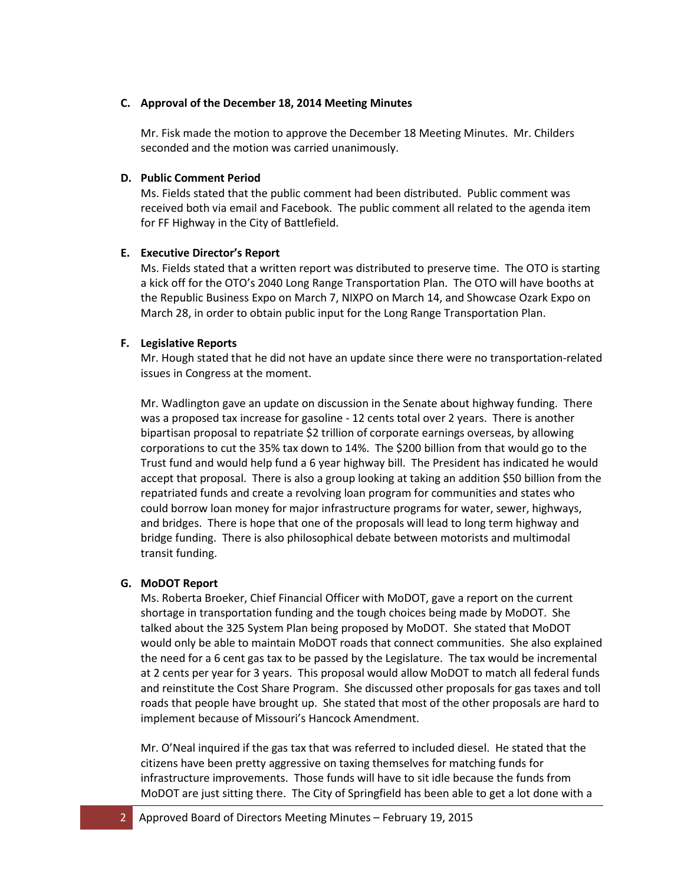### C. Approval of the December 18, 2014 Meeting Minutes

Mr. Fisk made the motion to approve the December 18 Meeting Minutes. Mr. Childers seconded and the motion was carried unanimously.

### D. Public Comment Period

Ms. Fields stated that the public comment had been distributed. Public comment was received both via email and Facebook. The public comment all related to the agenda item for FF Highway in the City of Battlefield.

### E. Executive Director's Report

Ms. Fields stated that a written report was distributed to preserve time. The OTO is starting a kick off for the OTO's 2040 Long Range Transportation Plan. The OTO will have booths at the Republic Business Expo on March 7, NIXPO on March 14, and Showcase Ozark Expo on March 28, in order to obtain public input for the Long Range Transportation Plan.

### F. Legislative Reports

Mr. Hough stated that he did not have an update since there were no transportation-related issues in Congress at the moment.

Mr. Wadlington gave an update on discussion in the Senate about highway funding. There was a proposed tax increase for gasoline - 12 cents total over 2 years. There is another bipartisan proposal to repatriate $2 trillion of corporate earnings overseas, by allowing corporations to cut the 35% tax down to 14%. The $200 billion from that would go to the Trust fund and would help fund a 6 year highway bill. The President has indicated he would accept that proposal. There is also a group looking at taking an addition $50 billion from the repatriated funds and create a revolving loan program for communities and states who could borrow loan money for major infrastructure programs for water, sewer, highways, and bridges. There is hope that one of the proposals will lead to long term highway and bridge funding. There is also philosophical debate between motorists and multimodal transit funding.

### G. MoDOT Report

Ms. Roberta Broeker, Chief Financial Officer with MoDOT, gave a report on the current shortage in transportation funding and the tough choices being made by MoDOT. She talked about the 325 System Plan being proposed by MoDOT. She stated that MoDOT would only be able to maintain MoDOT roads that connect communities. She also explained the need for a 6 cent gas tax to be passed by the Legislature. The tax would be incremental at 2 cents per year for 3 years. This proposal would allow MoDOT to match all federal funds and reinstitute the Cost Share Program. She discussed other proposals for gas taxes and toll roads that people have brought up. She stated that most of the other proposals are hard to implement because of Missouri's Hancock Amendment.

Mr. O'Neal inquired if the gas tax that was referred to included diesel. He stated that the citizens have been pretty aggressive on taxing themselves for matching funds for infrastructure improvements. Those funds will have to sit idle because the funds from MoDOT are just sitting there. The City of Springfield has been able to get a lot done with a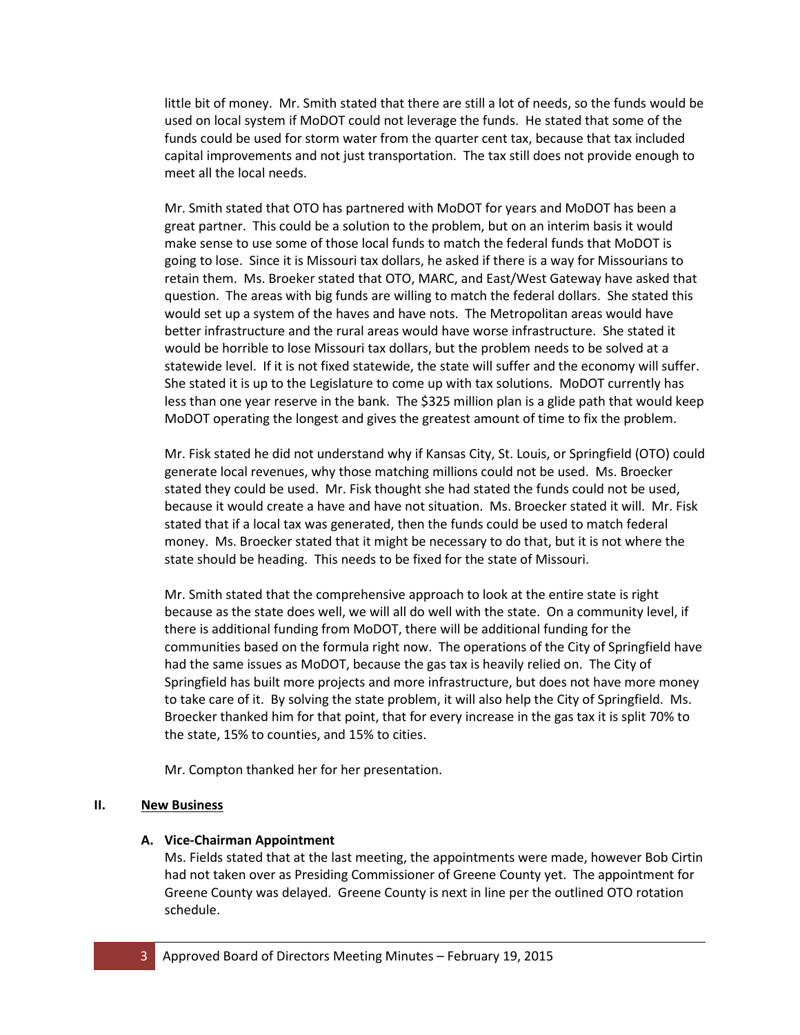little bit of money. Mr. Smith stated that there are still a lot of needs, so the funds would be used on local system if MoDOT could not leverage the funds. He stated that some of the funds could be used for storm water from the quarter cent tax, because that tax included capital improvements and not just transportation. The tax still does not provide enough to meet all the local needs.

Mr. Smith stated that OTO has partnered with MoDOT for years and MoDOT has been a great partner. This could be a solution to the problem, but on an interim basis it would make sense to use some of those local funds to match the federal funds that MoDOT is going to lose. Since it is Missouri tax dollars, he asked if there is a way for Missourians to retain them. Ms. Broeker stated that OTO, MARC, and East/West Gateway have asked that question. The areas with big funds are willing to match the federal dollars. She stated this would set up a system of the haves and have nots. The Metropolitan areas would have better infrastructure and the rural areas would have worse infrastructure. She stated it would be horrible to lose Missouri tax dollars, but the problem needs to be solved at a statewide level. If it is not fixed statewide, the state will suffer and the economy will suffer. She stated it is up to the Legislature to come up with tax solutions. MoDOT currently has less than one year reserve in the bank. The $325 million plan is a glide path that would keep MoDOT operating the longest and gives the greatest amount of time to fix the problem.

Mr. Fisk stated he did not understand why if Kansas City, St. Louis, or Springfield (OTO) could generate local revenues, why those matching millions could not be used. Ms. Broecker stated they could be used. Mr. Fisk thought she had stated the funds could not be used, because it would create a have and have not situation. Ms. Broecker stated it will. Mr. Fisk stated that if a local tax was generated, then the funds could be used to match federal money. Ms. Broecker stated that it might be necessary to do that, but it is not where the state should be heading. This needs to be fixed for the state of Missouri.

Mr. Smith stated that the comprehensive approach to look at the entire state is right because as the state does well, we will all do well with the state. On a community level, if there is additional funding from MoDOT, there will be additional funding for the communities based on the formula right now. The operations of the City of Springfield have had the same issues as MoDOT, because the gas tax is heavily relied on. The City of Springfield has built more projects and more infrastructure, but does not have more money to take care of it. By solving the state problem, it will also help the City of Springfield. Ms. Broecker thanked him for that point, that for every increase in the gas tax it is split 70% to the state, 15% to counties, and 15% to cities.

Mr. Compton thanked her for her presentation.

## II. New Business

### A. Vice-Chairman Appointment

Ms. Fields stated that at the last meeting, the appointments were made, however Bob Cirtin had not taken over as Presiding Commissioner of Greene County yet. The appointment for Greene County was delayed. Greene County is next in line per the outlined OTO rotation schedule.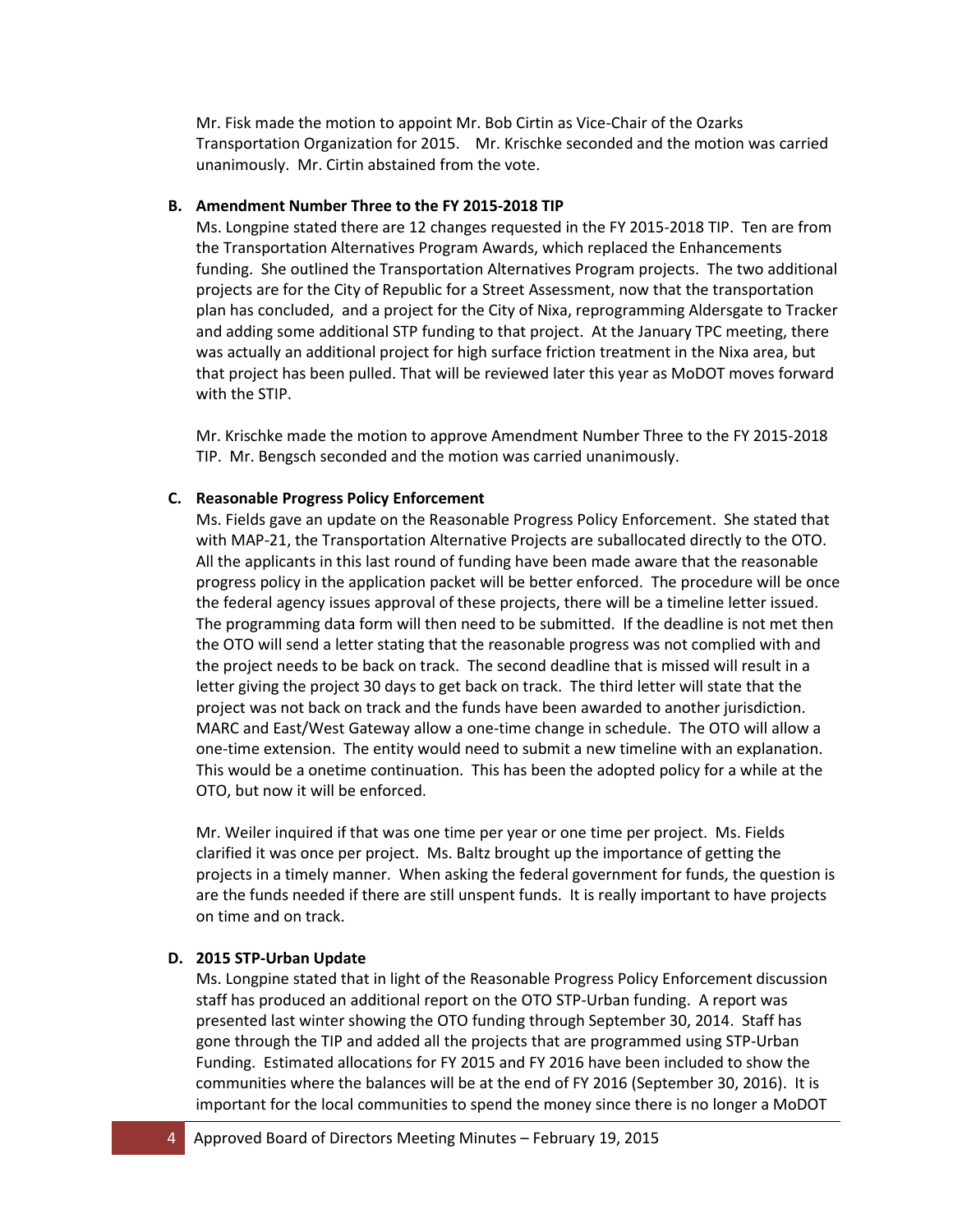Mr. Fisk made the motion to appoint Mr. Bob Cirtin as Vice-Chair of the Ozarks Transportation Organization for 2015. Mr. Krischke seconded and the motion was carried unanimously. Mr. Cirtin abstained from the vote.

**B. Amendment Number Three to the FY 2015-2018 TIP**

Ms. Longpine stated there are 12 changes requested in the FY 2015-2018 TIP. Ten are from the Transportation Alternatives Program Awards, which replaced the Enhancements funding. She outlined the Transportation Alternatives Program projects. The two additional projects are for the City of Republic for a Street Assessment, now that the transportation plan has concluded, and a project for the City of Nixa, reprogramming Aldersgate to Tracker and adding some additional STP funding to that project. At the January TPC meeting, there was actually an additional project for high surface friction treatment in the Nixa area, but that project has been pulled. That will be reviewed later this year as MoDOT moves forward with the STIP.

Mr. Krischke made the motion to approve Amendment Number Three to the FY 2015-2018 TIP. Mr. Bengsch seconded and the motion was carried unanimously.

**C. Reasonable Progress Policy Enforcement**

Ms. Fields gave an update on the Reasonable Progress Policy Enforcement. She stated that with MAP-21, the Transportation Alternative Projects are suballocated directly to the OTO. All the applicants in this last round of funding have been made aware that the reasonable progress policy in the application packet will be better enforced. The procedure will be once the federal agency issues approval of these projects, there will be a timeline letter issued. The programming data form will then need to be submitted. If the deadline is not met then the OTO will send a letter stating that the reasonable progress was not complied with and the project needs to be back on track. The second deadline that is missed will result in a letter giving the project 30 days to get back on track. The third letter will state that the project was not back on track and the funds have been awarded to another jurisdiction. MARC and East/West Gateway allow a one-time change in schedule. The OTO will allow a one-time extension. The entity would need to submit a new timeline with an explanation. This would be a onetime continuation. This has been the adopted policy for a while at the OTO, but now it will be enforced.

Mr. Weiler inquired if that was one time per year or one time per project. Ms. Fields clarified it was once per project. Ms. Baltz brought up the importance of getting the projects in a timely manner. When asking the federal government for funds, the question is are the funds needed if there are still unspent funds. It is really important to have projects on time and on track.

**D. 2015 STP-Urban Update**

Ms. Longpine stated that in light of the Reasonable Progress Policy Enforcement discussion staff has produced an additional report on the OTO STP-Urban funding. A report was presented last winter showing the OTO funding through September 30, 2014. Staff has gone through the TIP and added all the projects that are programmed using STP-Urban Funding. Estimated allocations for FY 2015 and FY 2016 have been included to show the communities where the balances will be at the end of FY 2016 (September 30, 2016). It is important for the local communities to spend the money since there is no longer a MoDOT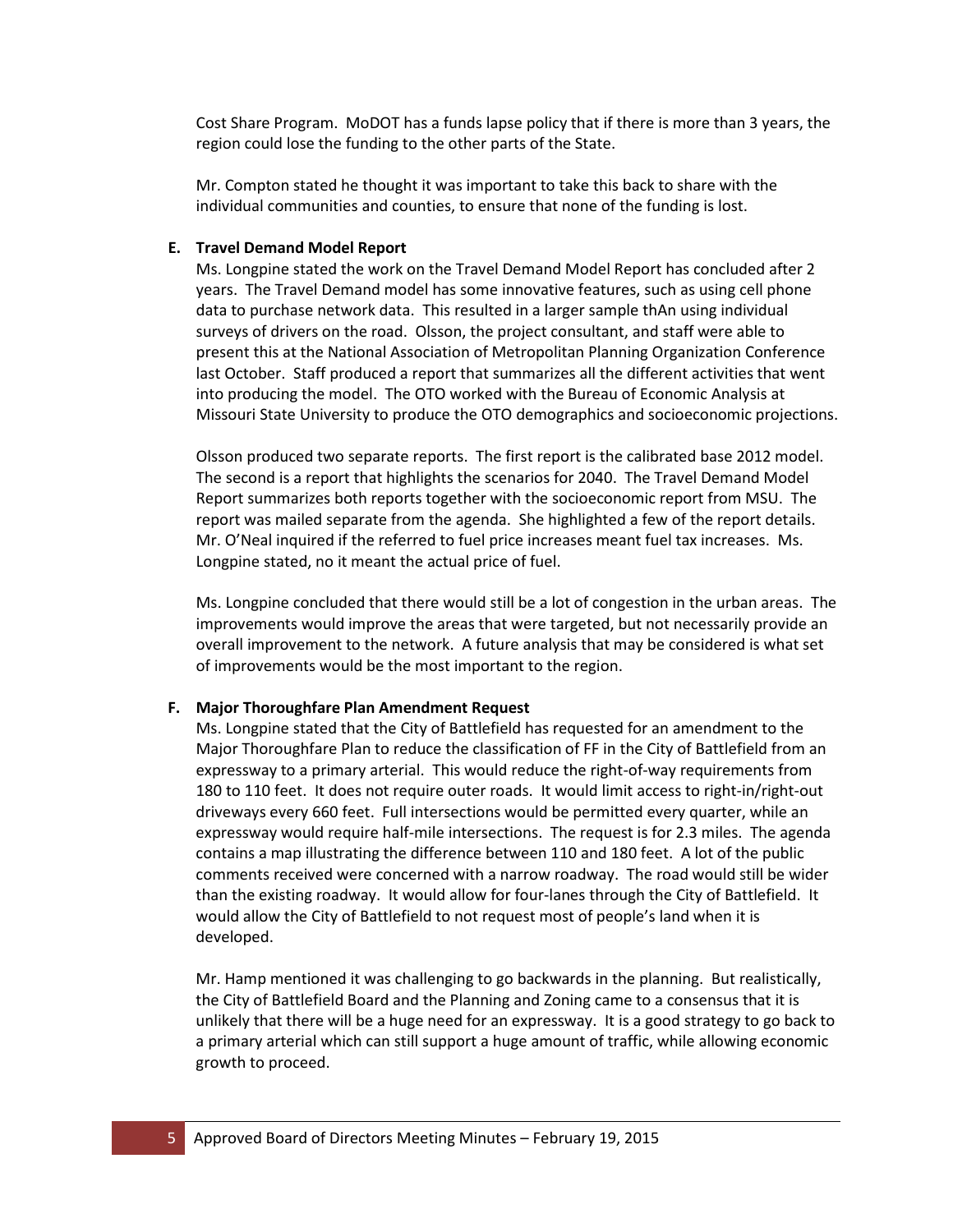Cost Share Program. MoDOT has a funds lapse policy that if there is more than 3 years, the region could lose the funding to the other parts of the State.

Mr. Compton stated he thought it was important to take this back to share with the individual communities and counties, to ensure that none of the funding is lost.

**E. Travel Demand Model Report**

Ms. Longpine stated the work on the Travel Demand Model Report has concluded after 2 years. The Travel Demand model has some innovative features, such as using cell phone data to purchase network data. This resulted in a larger sample thAn using individual surveys of drivers on the road. Olsson, the project consultant, and staff were able to present this at the National Association of Metropolitan Planning Organization Conference last October. Staff produced a report that summarizes all the different activities that went into producing the model. The OTO worked with the Bureau of Economic Analysis at Missouri State University to produce the OTO demographics and socioeconomic projections.

Olsson produced two separate reports. The first report is the calibrated base 2012 model. The second is a report that highlights the scenarios for 2040. The Travel Demand Model Report summarizes both reports together with the socioeconomic report from MSU. The report was mailed separate from the agenda. She highlighted a few of the report details. Mr. O'Neal inquired if the referred to fuel price increases meant fuel tax increases. Ms. Longpine stated, no it meant the actual price of fuel.

Ms. Longpine concluded that there would still be a lot of congestion in the urban areas. The improvements would improve the areas that were targeted, but not necessarily provide an overall improvement to the network. A future analysis that may be considered is what set of improvements would be the most important to the region.

**F. Major Thoroughfare Plan Amendment Request**

Ms. Longpine stated that the City of Battlefield has requested for an amendment to the Major Thoroughfare Plan to reduce the classification of FF in the City of Battlefield from an expressway to a primary arterial. This would reduce the right-of-way requirements from 180 to 110 feet. It does not require outer roads. It would limit access to right-in/right-out driveways every 660 feet. Full intersections would be permitted every quarter, while an expressway would require half-mile intersections. The request is for 2.3 miles. The agenda contains a map illustrating the difference between 110 and 180 feet. A lot of the public comments received were concerned with a narrow roadway. The road would still be wider than the existing roadway. It would allow for four-lanes through the City of Battlefield. It would allow the City of Battlefield to not request most of people's land when it is developed.

Mr. Hamp mentioned it was challenging to go backwards in the planning. But realistically, the City of Battlefield Board and the Planning and Zoning came to a consensus that it is unlikely that there will be a huge need for an expressway. It is a good strategy to go back to a primary arterial which can still support a huge amount of traffic, while allowing economic growth to proceed.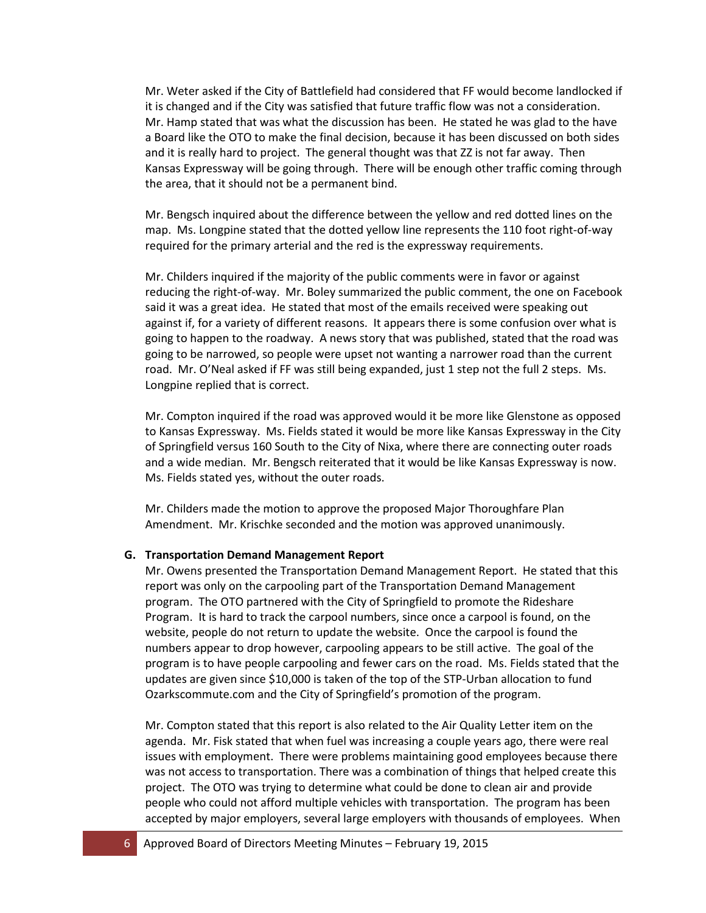Mr. Weter asked if the City of Battlefield had considered that FF would become landlocked if it is changed and if the City was satisfied that future traffic flow was not a consideration. Mr. Hamp stated that was what the discussion has been. He stated he was glad to the have a Board like the OTO to make the final decision, because it has been discussed on both sides and it is really hard to project. The general thought was that ZZ is not far away. Then Kansas Expressway will be going through. There will be enough other traffic coming through the area, that it should not be a permanent bind.

Mr. Bengsch inquired about the difference between the yellow and red dotted lines on the map. Ms. Longpine stated that the dotted yellow line represents the 110 foot right-of-way required for the primary arterial and the red is the expressway requirements.

Mr. Childers inquired if the majority of the public comments were in favor or against reducing the right-of-way. Mr. Boley summarized the public comment, the one on Facebook said it was a great idea. He stated that most of the emails received were speaking out against if, for a variety of different reasons. It appears there is some confusion over what is going to happen to the roadway. A news story that was published, stated that the road was going to be narrowed, so people were upset not wanting a narrower road than the current road. Mr. O'Neal asked if FF was still being expanded, just 1 step not the full 2 steps. Ms. Longpine replied that is correct.

Mr. Compton inquired if the road was approved would it be more like Glenstone as opposed to Kansas Expressway. Ms. Fields stated it would be more like Kansas Expressway in the City of Springfield versus 160 South to the City of Nixa, where there are connecting outer roads and a wide median. Mr. Bengsch reiterated that it would be like Kansas Expressway is now. Ms. Fields stated yes, without the outer roads.

Mr. Childers made the motion to approve the proposed Major Thoroughfare Plan Amendment. Mr. Krischke seconded and the motion was approved unanimously.

**G. Transportation Demand Management Report**

Mr. Owens presented the Transportation Demand Management Report. He stated that this report was only on the carpooling part of the Transportation Demand Management program. The OTO partnered with the City of Springfield to promote the Rideshare Program. It is hard to track the carpool numbers, since once a carpool is found, on the website, people do not return to update the website. Once the carpool is found the numbers appear to drop however, carpooling appears to be still active. The goal of the program is to have people carpooling and fewer cars on the road. Ms. Fields stated that the updates are given since $10,000 is taken of the top of the STP-Urban allocation to fund Ozarkscommute.com and the City of Springfield's promotion of the program.

Mr. Compton stated that this report is also related to the Air Quality Letter item on the agenda. Mr. Fisk stated that when fuel was increasing a couple years ago, there were real issues with employment. There were problems maintaining good employees because there was not access to transportation. There was a combination of things that helped create this project. The OTO was trying to determine what could be done to clean air and provide people who could not afford multiple vehicles with transportation. The program has been accepted by major employers, several large employers with thousands of employees. When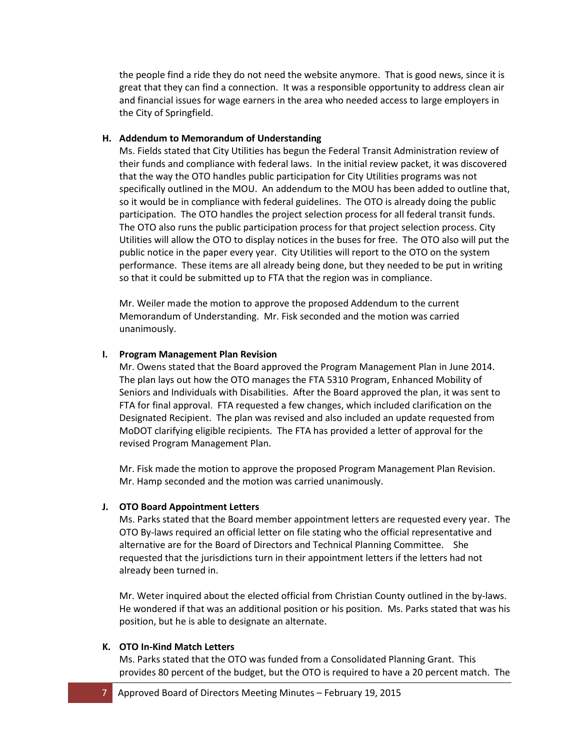the people find a ride they do not need the website anymore. That is good news, since it is great that they can find a connection. It was a responsible opportunity to address clean air and financial issues for wage earners in the area who needed access to large employers in the City of Springfield.

**H. Addendum to Memorandum of Understanding**

Ms. Fields stated that City Utilities has begun the Federal Transit Administration review of their funds and compliance with federal laws. In the initial review packet, it was discovered that the way the OTO handles public participation for City Utilities programs was not specifically outlined in the MOU. An addendum to the MOU has been added to outline that, so it would be in compliance with federal guidelines. The OTO is already doing the public participation. The OTO handles the project selection process for all federal transit funds. The OTO also runs the public participation process for that project selection process. City Utilities will allow the OTO to display notices in the buses for free. The OTO also will put the public notice in the paper every year. City Utilities will report to the OTO on the system performance. These items are all already being done, but they needed to be put in writing so that it could be submitted up to FTA that the region was in compliance.

Mr. Weiler made the motion to approve the proposed Addendum to the current Memorandum of Understanding. Mr. Fisk seconded and the motion was carried unanimously.

**I. Program Management Plan Revision**

Mr. Owens stated that the Board approved the Program Management Plan in June 2014. The plan lays out how the OTO manages the FTA 5310 Program, Enhanced Mobility of Seniors and Individuals with Disabilities. After the Board approved the plan, it was sent to FTA for final approval. FTA requested a few changes, which included clarification on the Designated Recipient. The plan was revised and also included an update requested from MoDOT clarifying eligible recipients. The FTA has provided a letter of approval for the revised Program Management Plan.

Mr. Fisk made the motion to approve the proposed Program Management Plan Revision. Mr. Hamp seconded and the motion was carried unanimously.

**J. OTO Board Appointment Letters**

Ms. Parks stated that the Board member appointment letters are requested every year. The OTO By-laws required an official letter on file stating who the official representative and alternative are for the Board of Directors and Technical Planning Committee. She requested that the jurisdictions turn in their appointment letters if the letters had not already been turned in.

Mr. Weter inquired about the elected official from Christian County outlined in the by-laws. He wondered if that was an additional position or his position. Ms. Parks stated that was his position, but he is able to designate an alternate.

**K. OTO In-Kind Match Letters**

Ms. Parks stated that the OTO was funded from a Consolidated Planning Grant. This provides 80 percent of the budget, but the OTO is required to have a 20 percent match. The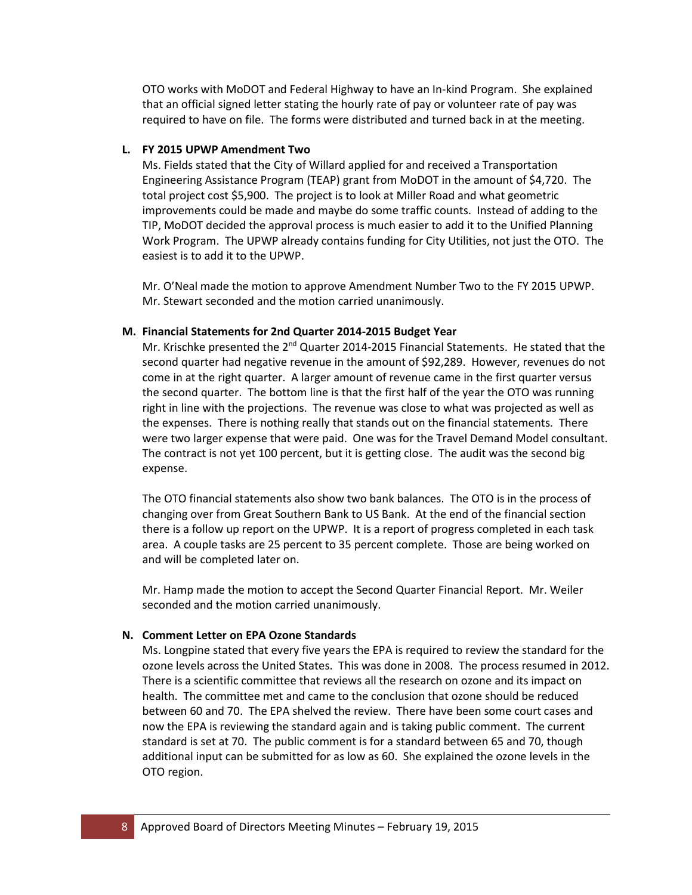OTO works with MoDOT and Federal Highway to have an In-kind Program. She explained that an official signed letter stating the hourly rate of pay or volunteer rate of pay was required to have on file. The forms were distributed and turned back in at the meeting.

**L. FY 2015 UPWP Amendment Two**

Ms. Fields stated that the City of Willard applied for and received a Transportation Engineering Assistance Program (TEAP) grant from MoDOT in the amount of $4,720. The total project cost $5,900. The project is to look at Miller Road and what geometric improvements could be made and maybe do some traffic counts. Instead of adding to the TIP, MoDOT decided the approval process is much easier to add it to the Unified Planning Work Program. The UPWP already contains funding for City Utilities, not just the OTO. The easiest is to add it to the UPWP.

Mr. O'Neal made the motion to approve Amendment Number Two to the FY 2015 UPWP. Mr. Stewart seconded and the motion carried unanimously.

**M. Financial Statements for 2nd Quarter 2014-2015 Budget Year**

Mr. Krischke presented the 2nd Quarter 2014-2015 Financial Statements. He stated that the second quarter had negative revenue in the amount of $92,289. However, revenues do not come in at the right quarter. A larger amount of revenue came in the first quarter versus the second quarter. The bottom line is that the first half of the year the OTO was running right in line with the projections. The revenue was close to what was projected as well as the expenses. There is nothing really that stands out on the financial statements. There were two larger expense that were paid. One was for the Travel Demand Model consultant. The contract is not yet 100 percent, but it is getting close. The audit was the second big expense.

The OTO financial statements also show two bank balances. The OTO is in the process of changing over from Great Southern Bank to US Bank. At the end of the financial section there is a follow up report on the UPWP. It is a report of progress completed in each task area. A couple tasks are 25 percent to 35 percent complete. Those are being worked on and will be completed later on.

Mr. Hamp made the motion to accept the Second Quarter Financial Report. Mr. Weiler seconded and the motion carried unanimously.

**N. Comment Letter on EPA Ozone Standards**

Ms. Longpine stated that every five years the EPA is required to review the standard for the ozone levels across the United States. This was done in 2008. The process resumed in 2012. There is a scientific committee that reviews all the research on ozone and its impact on health. The committee met and came to the conclusion that ozone should be reduced between 60 and 70. The EPA shelved the review. There have been some court cases and now the EPA is reviewing the standard again and is taking public comment. The current standard is set at 70. The public comment is for a standard between 65 and 70, though additional input can be submitted for as low as 60. She explained the ozone levels in the OTO region.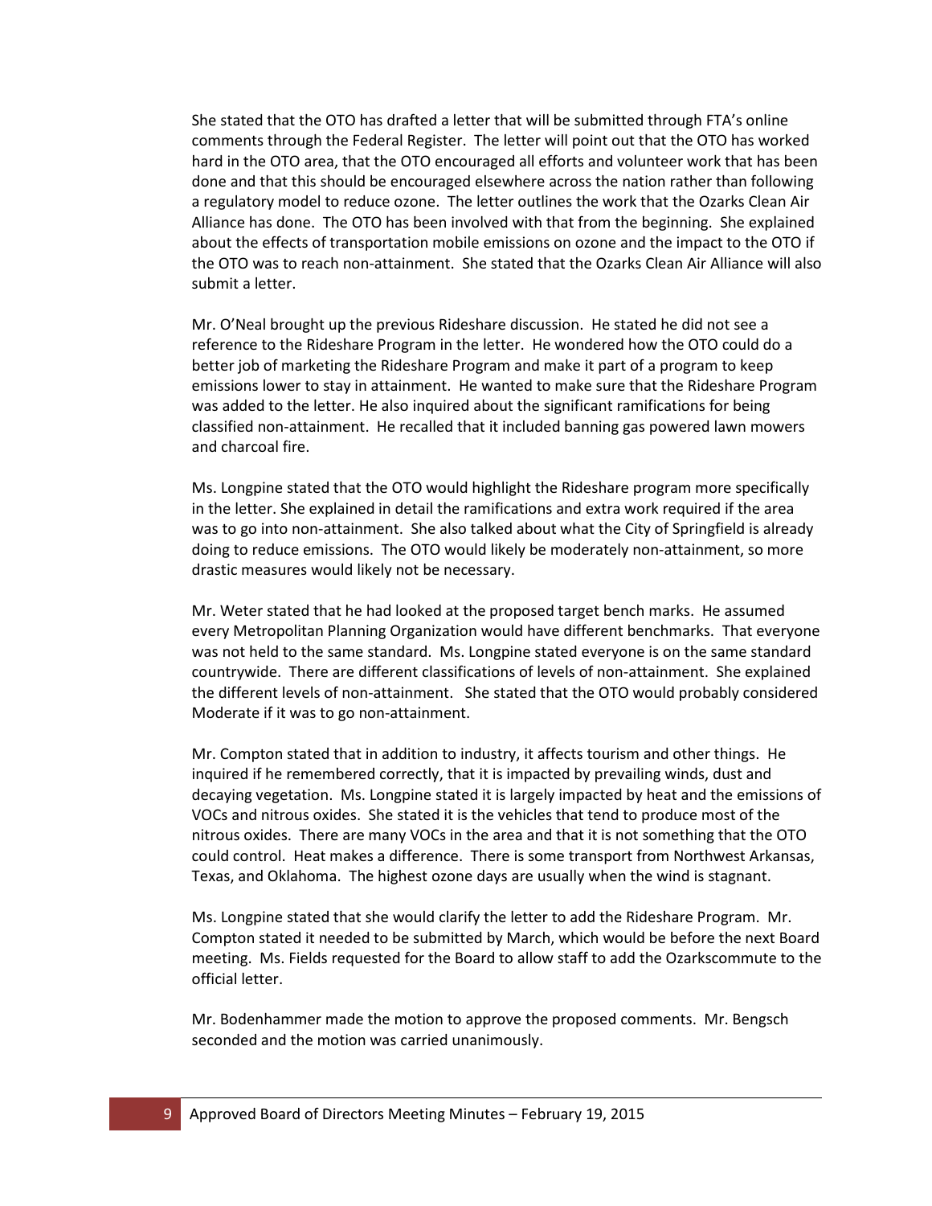She stated that the OTO has drafted a letter that will be submitted through FTA's online comments through the Federal Register. The letter will point out that the OTO has worked hard in the OTO area, that the OTO encouraged all efforts and volunteer work that has been done and that this should be encouraged elsewhere across the nation rather than following a regulatory model to reduce ozone. The letter outlines the work that the Ozarks Clean Air Alliance has done. The OTO has been involved with that from the beginning. She explained about the effects of transportation mobile emissions on ozone and the impact to the OTO if the OTO was to reach non-attainment. She stated that the Ozarks Clean Air Alliance will also submit a letter.

Mr. O'Neal brought up the previous Rideshare discussion. He stated he did not see a reference to the Rideshare Program in the letter. He wondered how the OTO could do a better job of marketing the Rideshare Program and make it part of a program to keep emissions lower to stay in attainment. He wanted to make sure that the Rideshare Program was added to the letter. He also inquired about the significant ramifications for being classified non-attainment. He recalled that it included banning gas powered lawn mowers and charcoal fire.

Ms. Longpine stated that the OTO would highlight the Rideshare program more specifically in the letter. She explained in detail the ramifications and extra work required if the area was to go into non-attainment. She also talked about what the City of Springfield is already doing to reduce emissions. The OTO would likely be moderately non-attainment, so more drastic measures would likely not be necessary.

Mr. Weter stated that he had looked at the proposed target bench marks. He assumed every Metropolitan Planning Organization would have different benchmarks. That everyone was not held to the same standard. Ms. Longpine stated everyone is on the same standard countrywide. There are different classifications of levels of non-attainment. She explained the different levels of non-attainment. She stated that the OTO would probably considered Moderate if it was to go non-attainment.

Mr. Compton stated that in addition to industry, it affects tourism and other things. He inquired if he remembered correctly, that it is impacted by prevailing winds, dust and decaying vegetation. Ms. Longpine stated it is largely impacted by heat and the emissions of VOCs and nitrous oxides. She stated it is the vehicles that tend to produce most of the nitrous oxides. There are many VOCs in the area and that it is not something that the OTO could control. Heat makes a difference. There is some transport from Northwest Arkansas, Texas, and Oklahoma. The highest ozone days are usually when the wind is stagnant.

Ms. Longpine stated that she would clarify the letter to add the Rideshare Program. Mr. Compton stated it needed to be submitted by March, which would be before the next Board meeting. Ms. Fields requested for the Board to allow staff to add the Ozarkscommute to the official letter.

Mr. Bodenhammer made the motion to approve the proposed comments. Mr. Bengsch seconded and the motion was carried unanimously.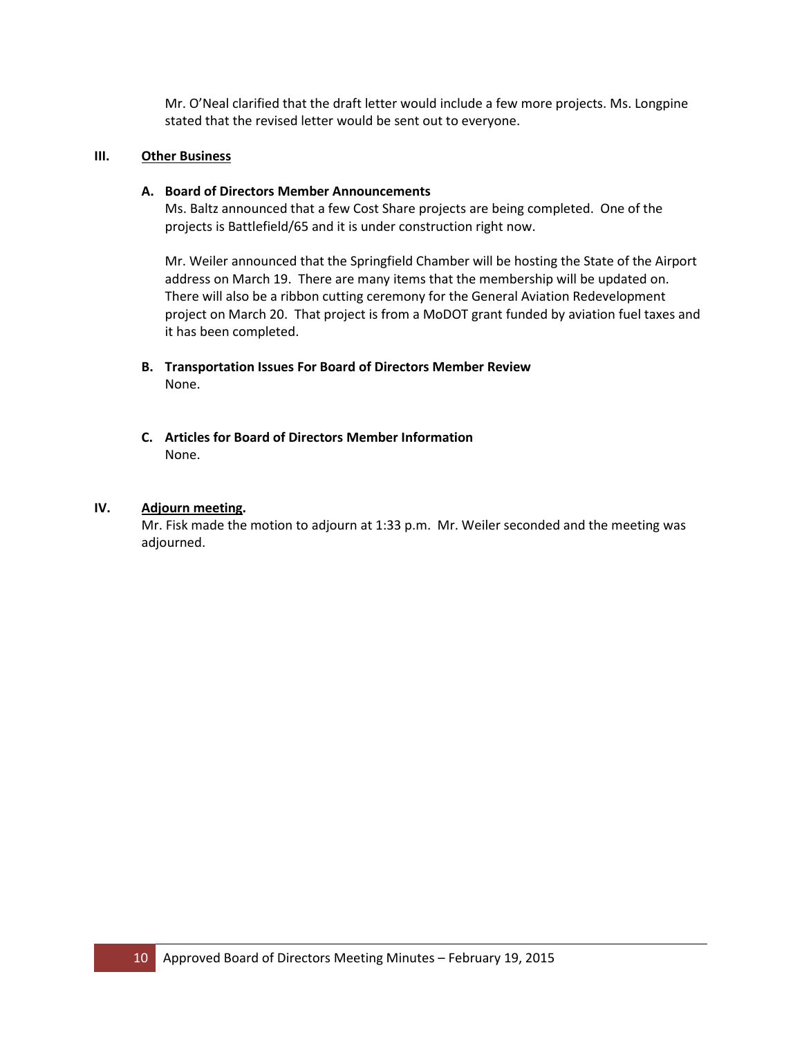Mr. O'Neal clarified that the draft letter would include a few more projects. Ms. Longpine stated that the revised letter would be sent out to everyone.

## III. Other Business

### A. Board of Directors Member Announcements

Ms. Baltz announced that a few Cost Share projects are being completed. One of the projects is Battlefield/65 and it is under construction right now.

Mr. Weiler announced that the Springfield Chamber will be hosting the State of the Airport address on March 19. There are many items that the membership will be updated on. There will also be a ribbon cutting ceremony for the General Aviation Redevelopment project on March 20. That project is from a MoDOT grant funded by aviation fuel taxes and it has been completed.

### B. Transportation Issues For Board of Directors Member Review

None.

### C. Articles for Board of Directors Member Information

None.

## IV. Adjourn meeting.

Mr. Fisk made the motion to adjourn at 1:33 p.m. Mr. Weiler seconded and the meeting was adjourned.